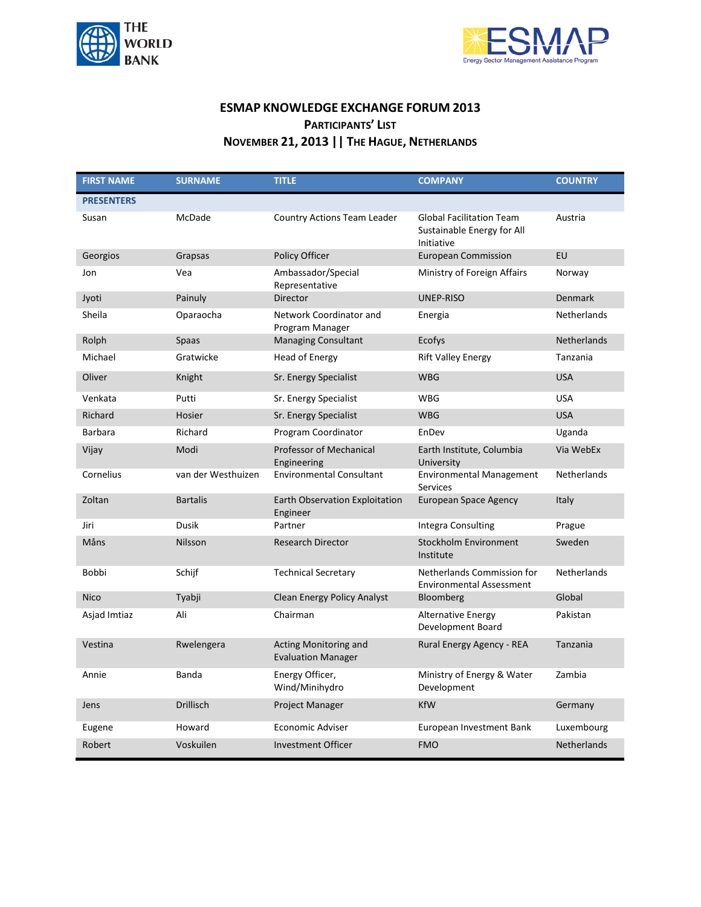# ESMAP KNOWLEDGE EXCHANGE FORUM 2013

## PARTICIPANTS' LIST

## NOVEMBER 21, 2013 || THE HAGUE, NETHERLANDS

| FIRST NAME | SURNAME | TITLE | COMPANY | COUNTRY |
|---|---|---|---|---|
| **PRESENTERS** | | | | |
| Susan | McDade | Country Actions Team Leader | Global Facilitation Team Sustainable Energy for All Initiative | Austria |
| Georgios | Grapsas | Policy Officer | European Commission | EU |
| Jon | Vea | Ambassador/Special Representative | Ministry of Foreign Affairs | Norway |
| Jyoti | Painuly | Director | UNEP-RISO | Denmark |
| Sheila | Oparaocha | Network Coordinator and Program Manager | Energia | Netherlands |
| Rolph | Spaas | Managing Consultant | Ecofys | Netherlands |
| Michael | Gratwicke | Head of Energy | Rift Valley Energy | Tanzania |
| Oliver | Knight | Sr. Energy Specialist | WBG | USA |
| Venkata | Putti | Sr. Energy Specialist | WBG | USA |
| Richard | Hosier | Sr. Energy Specialist | WBG | USA |
| Barbara | Richard | Program Coordinator | EnDev | Uganda |
| Vijay | Modi | Professor of Mechanical Engineering | Earth Institute, Columbia University | Via WebEx |
| Cornelius | van der Westhuizen | Environmental Consultant | Environmental Management Services | Netherlands |
| Zoltan | Bartalis | Earth Observation Exploitation Engineer | European Space Agency | Italy |
| Jiri | Dusik | Partner | Integra Consulting | Prague |
| Måns | Nilsson | Research Director | Stockholm Environment Institute | Sweden |
| Bobbi | Schijf | Technical Secretary | Netherlands Commission for Environmental Assessment | Netherlands |
| Nico | Tyabji | Clean Energy Policy Analyst | Bloomberg | Global |
| Asjad Imtiaz | Ali | Chairman | Alternative Energy Development Board | Pakistan |
| Vestina | Rwelengera | Acting Monitoring and Evaluation Manager | Rural Energy Agency - REA | Tanzania |
| Annie | Banda | Energy Officer, Wind/Minihydro | Ministry of Energy & Water Development | Zambia |
| Jens | Drillisch | Project Manager | KfW | Germany |
| Eugene | Howard | Economic Adviser | European Investment Bank | Luxembourg |
| Robert | Voskuilen | Investment Officer | FMO | Netherlands |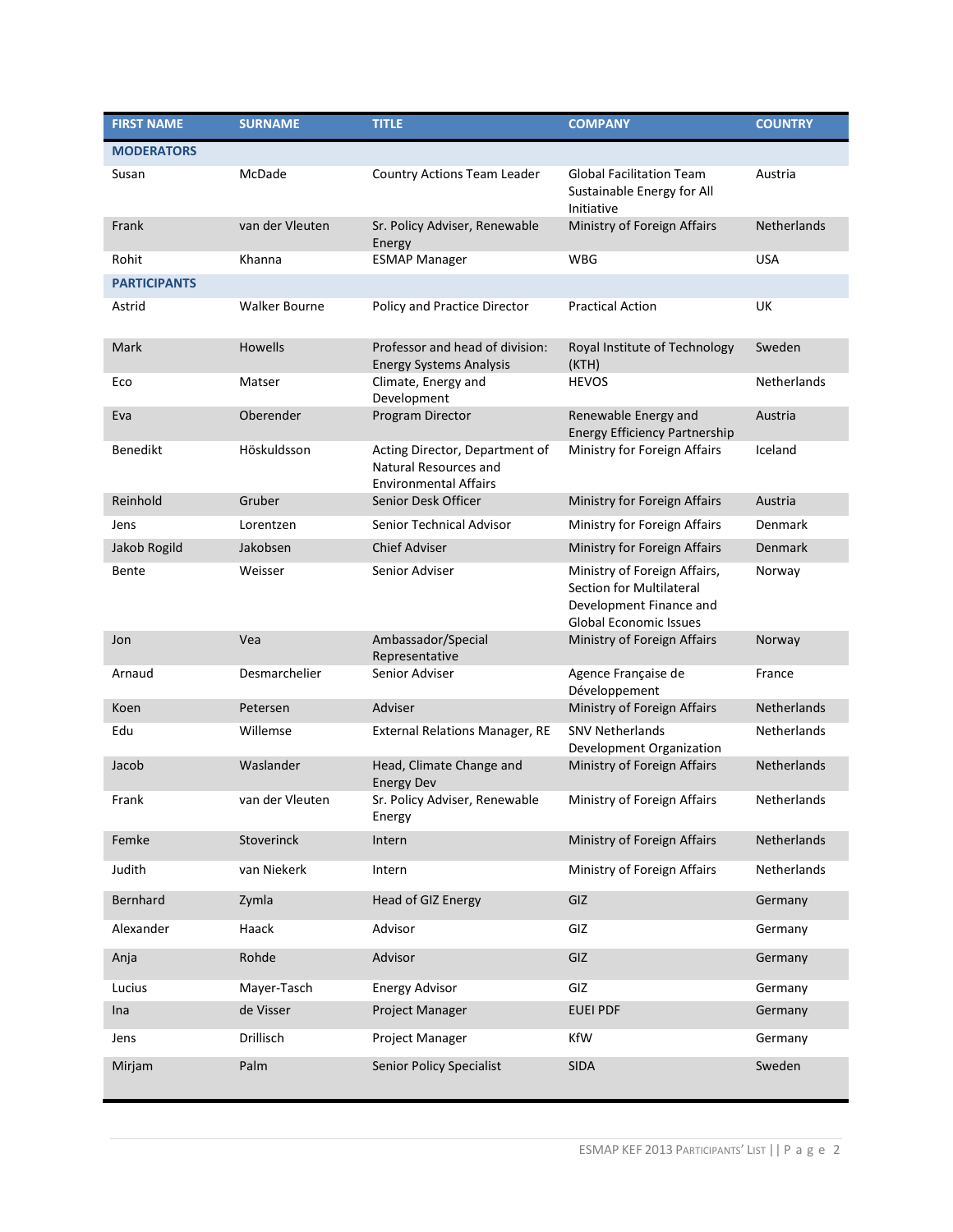| FIRST NAME | SURNAME | TITLE | COMPANY | COUNTRY |
|---|---|---|---|---|
| **MODERATORS** | | | | |
| Susan | McDade | Country Actions Team Leader | Global Facilitation Team Sustainable Energy for All Initiative | Austria |
| Frank | van der Vleuten | Sr. Policy Adviser, Renewable Energy | Ministry of Foreign Affairs | Netherlands |
| Rohit | Khanna | ESMAP Manager | WBG | USA |
| **PARTICIPANTS** | | | | |
| Astrid | Walker Bourne | Policy and Practice Director | Practical Action | UK |
| Mark | Howells | Professor and head of division: Energy Systems Analysis | Royal Institute of Technology (KTH) | Sweden |
| Eco | Matser | Climate, Energy and Development | HEVOS | Netherlands |
| Eva | Oberender | Program Director | Renewable Energy and Energy Efficiency Partnership | Austria |
| Benedikt | Höskuldsson | Acting Director, Department of Natural Resources and Environmental Affairs | Ministry for Foreign Affairs | Iceland |
| Reinhold | Gruber | Senior Desk Officer | Ministry for Foreign Affairs | Austria |
| Jens | Lorentzen | Senior Technical Advisor | Ministry for Foreign Affairs | Denmark |
| Jakob Rogild | Jakobsen | Chief Adviser | Ministry for Foreign Affairs | Denmark |
| Bente | Weisser | Senior Adviser | Ministry of Foreign Affairs, Section for Multilateral Development Finance and Global Economic Issues | Norway |
| Jon | Vea | Ambassador/Special Representative | Ministry of Foreign Affairs | Norway |
| Arnaud | Desmarchelier | Senior Adviser | Agence Française de Développement | France |
| Koen | Petersen | Adviser | Ministry of Foreign Affairs | Netherlands |
| Edu | Willemse | External Relations Manager, RE | SNV Netherlands Development Organization | Netherlands |
| Jacob | Waslander | Head, Climate Change and Energy Dev | Ministry of Foreign Affairs | Netherlands |
| Frank | van der Vleuten | Sr. Policy Adviser, Renewable Energy | Ministry of Foreign Affairs | Netherlands |
| Femke | Stoverinck | Intern | Ministry of Foreign Affairs | Netherlands |
| Judith | van Niekerk | Intern | Ministry of Foreign Affairs | Netherlands |
| Bernhard | Zymla | Head of GIZ Energy | GIZ | Germany |
| Alexander | Haack | Advisor | GIZ | Germany |
| Anja | Rohde | Advisor | GIZ | Germany |
| Lucius | Mayer-Tasch | Energy Advisor | GIZ | Germany |
| Ina | de Visser | Project Manager | EUEI PDF | Germany |
| Jens | Drillisch | Project Manager | KfW | Germany |
| Mirjam | Palm | Senior Policy Specialist | SIDA | Sweden |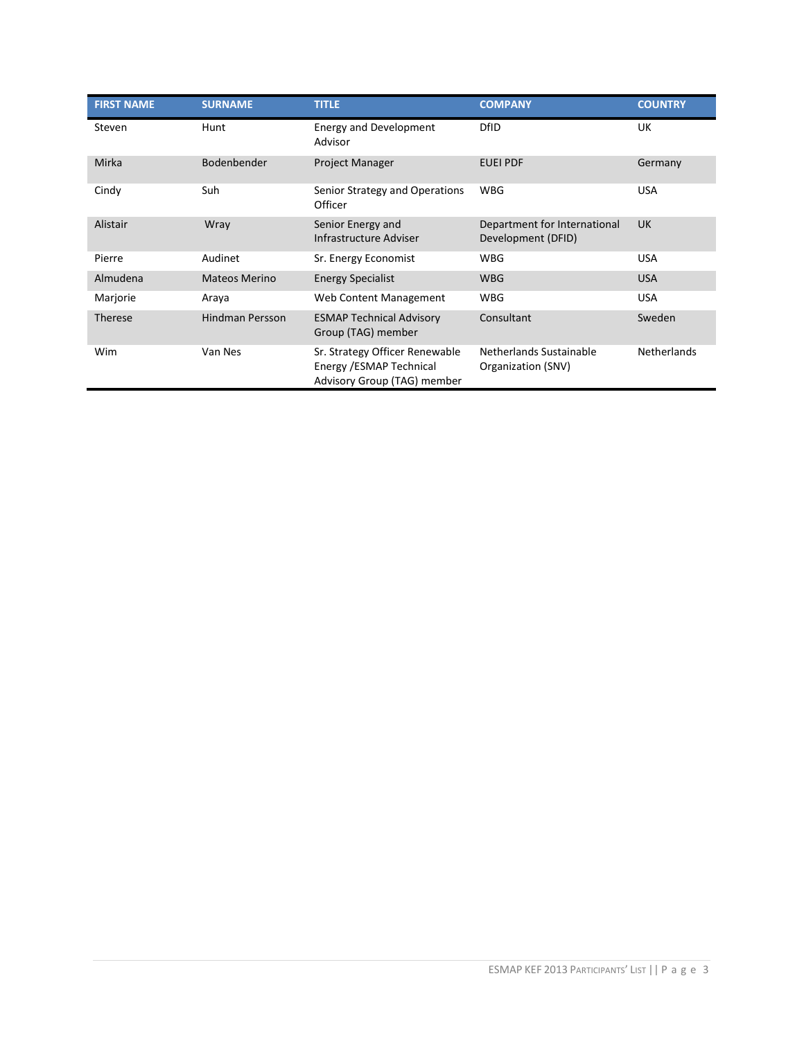| FIRST NAME | SURNAME | TITLE | COMPANY | COUNTRY |
|---|---|---|---|---|
| Steven | Hunt | Energy and Development Advisor | DfID | UK |
| Mirka | Bodenbender | Project Manager | EUEI PDF | Germany |
| Cindy | Suh | Senior Strategy and Operations Officer | WBG | USA |
| Alistair | Wray | Senior Energy and Infrastructure Adviser | Department for International Development (DFID) | UK |
| Pierre | Audinet | Sr. Energy Economist | WBG | USA |
| Almudena | Mateos Merino | Energy Specialist | WBG | USA |
| Marjorie | Araya | Web Content Management | WBG | USA |
| Therese | Hindman Persson | ESMAP Technical Advisory Group (TAG) member | Consultant | Sweden |
| Wim | Van Nes | Sr. Strategy Officer Renewable Energy /ESMAP Technical Advisory Group (TAG) member | Netherlands Sustainable Organization (SNV) | Netherlands |